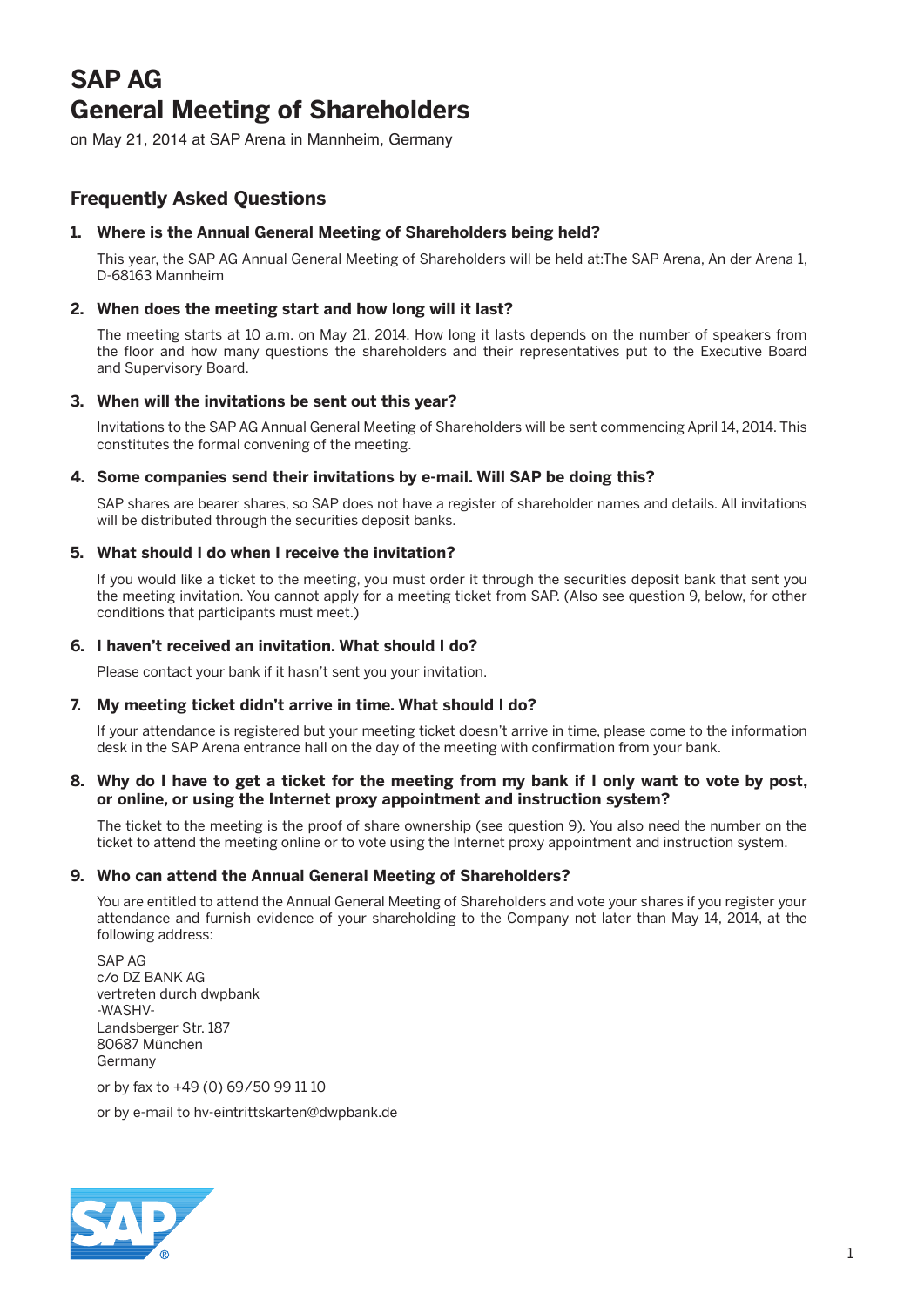# SAP AG General Meeting of Shareholders

on May 21, 2014 at SAP Arena in Mannheim, Germany

## Frequently Asked Questions

### 1. Where is the Annual General Meeting of Shareholders being held?

This year, the SAP AG Annual General Meeting of Shareholders will be held at:The SAP Arena, An der Arena 1, D-68163 Mannheim

### 2. When does the meeting start and how long will it last?

The meeting starts at 10 a.m. on May 21, 2014. How long it lasts depends on the number of speakers from the floor and how many questions the shareholders and their representatives put to the Executive Board and Supervisory Board.

### 3. When will the invitations be sent out this year?

Invitations to the SAP AG Annual General Meeting of Shareholders will be sent commencing April 14, 2014. This constitutes the formal convening of the meeting.

### 4. Some companies send their invitations by e-mail. Will SAP be doing this?

SAP shares are bearer shares, so SAP does not have a register of shareholder names and details. All invitations will be distributed through the securities deposit banks.

### 5. What should I do when I receive the invitation?

If you would like a ticket to the meeting, you must order it through the securities deposit bank that sent you the meeting invitation. You cannot apply for a meeting ticket from SAP. (Also see question 9, below, for other conditions that participants must meet.)

### 6. I haven't received an invitation. What should I do?

Please contact your bank if it hasn't sent you your invitation.

### 7. My meeting ticket didn't arrive in time. What should I do?

If your attendance is registered but your meeting ticket doesn't arrive in time, please come to the information desk in the SAP Arena entrance hall on the day of the meeting with confirmation from your bank.

### 8. Why do I have to get a ticket for the meeting from my bank if I only want to vote by post, or online, or using the Internet proxy appointment and instruction system?

The ticket to the meeting is the proof of share ownership (see question 9). You also need the number on the ticket to attend the meeting online or to vote using the Internet proxy appointment and instruction system.

### 9. Who can attend the Annual General Meeting of Shareholders?

You are entitled to attend the Annual General Meeting of Shareholders and vote your shares if you register your attendance and furnish evidence of your shareholding to the Company not later than May 14, 2014, at the following address:

SAP AG  
c/o DZ BANK AG  
vertreten durch dwpbank  
-WASHV-  
Landsberger Str. 187  
80687 München  
Germany

or by fax to +49 (0) 69/50 99 11 10

or by e-mail to hv-eintrittskarten@dwpbank.de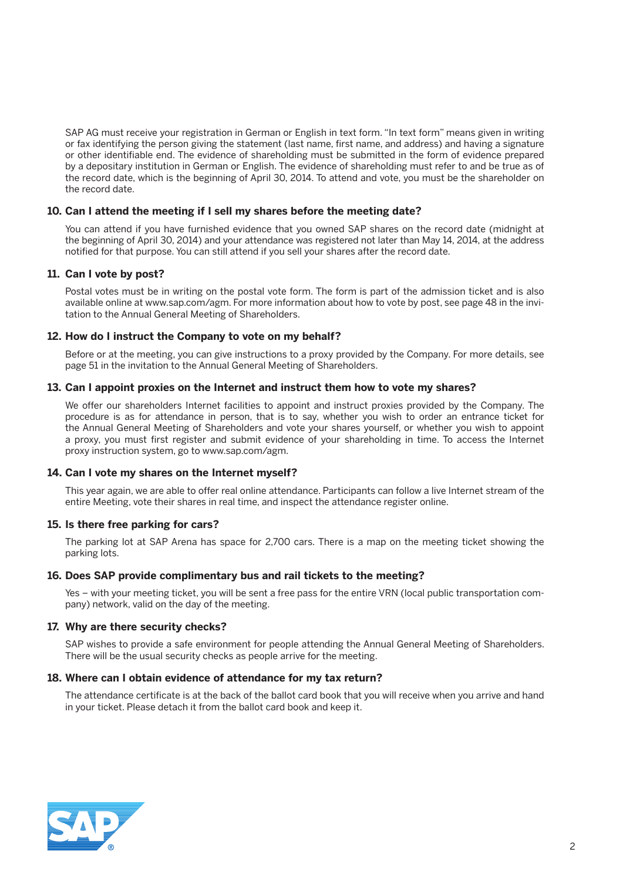SAP AG must receive your registration in German or English in text form. "In text form" means given in writing or fax identifying the person giving the statement (last name, first name, and address) and having a signature or other identifiable end. The evidence of shareholding must be submitted in the form of evidence prepared by a depositary institution in German or English. The evidence of shareholding must refer to and be true as of the record date, which is the beginning of April 30, 2014. To attend and vote, you must be the shareholder on the record date.

### 10. Can I attend the meeting if I sell my shares before the meeting date?

You can attend if you have furnished evidence that you owned SAP shares on the record date (midnight at the beginning of April 30, 2014) and your attendance was registered not later than May 14, 2014, at the address notified for that purpose. You can still attend if you sell your shares after the record date.

### 11. Can I vote by post?

Postal votes must be in writing on the postal vote form. The form is part of the admission ticket and is also available online at www.sap.com/agm. For more information about how to vote by post, see page 48 in the invitation to the Annual General Meeting of Shareholders.

### 12. How do I instruct the Company to vote on my behalf?

Before or at the meeting, you can give instructions to a proxy provided by the Company. For more details, see page 51 in the invitation to the Annual General Meeting of Shareholders.

### 13. Can I appoint proxies on the Internet and instruct them how to vote my shares?

We offer our shareholders Internet facilities to appoint and instruct proxies provided by the Company. The procedure is as for attendance in person, that is to say, whether you wish to order an entrance ticket for the Annual General Meeting of Shareholders and vote your shares yourself, or whether you wish to appoint a proxy, you must first register and submit evidence of your shareholding in time. To access the Internet proxy instruction system, go to www.sap.com/agm.

### 14. Can I vote my shares on the Internet myself?

This year again, we are able to offer real online attendance. Participants can follow a live Internet stream of the entire Meeting, vote their shares in real time, and inspect the attendance register online.

### 15. Is there free parking for cars?

The parking lot at SAP Arena has space for 2,700 cars. There is a map on the meeting ticket showing the parking lots.

### 16. Does SAP provide complimentary bus and rail tickets to the meeting?

Yes – with your meeting ticket, you will be sent a free pass for the entire VRN (local public transportation company) network, valid on the day of the meeting.

### 17. Why are there security checks?

SAP wishes to provide a safe environment for people attending the Annual General Meeting of Shareholders. There will be the usual security checks as people arrive for the meeting.

### 18. Where can I obtain evidence of attendance for my tax return?

The attendance certificate is at the back of the ballot card book that you will receive when you arrive and hand in your ticket. Please detach it from the ballot card book and keep it.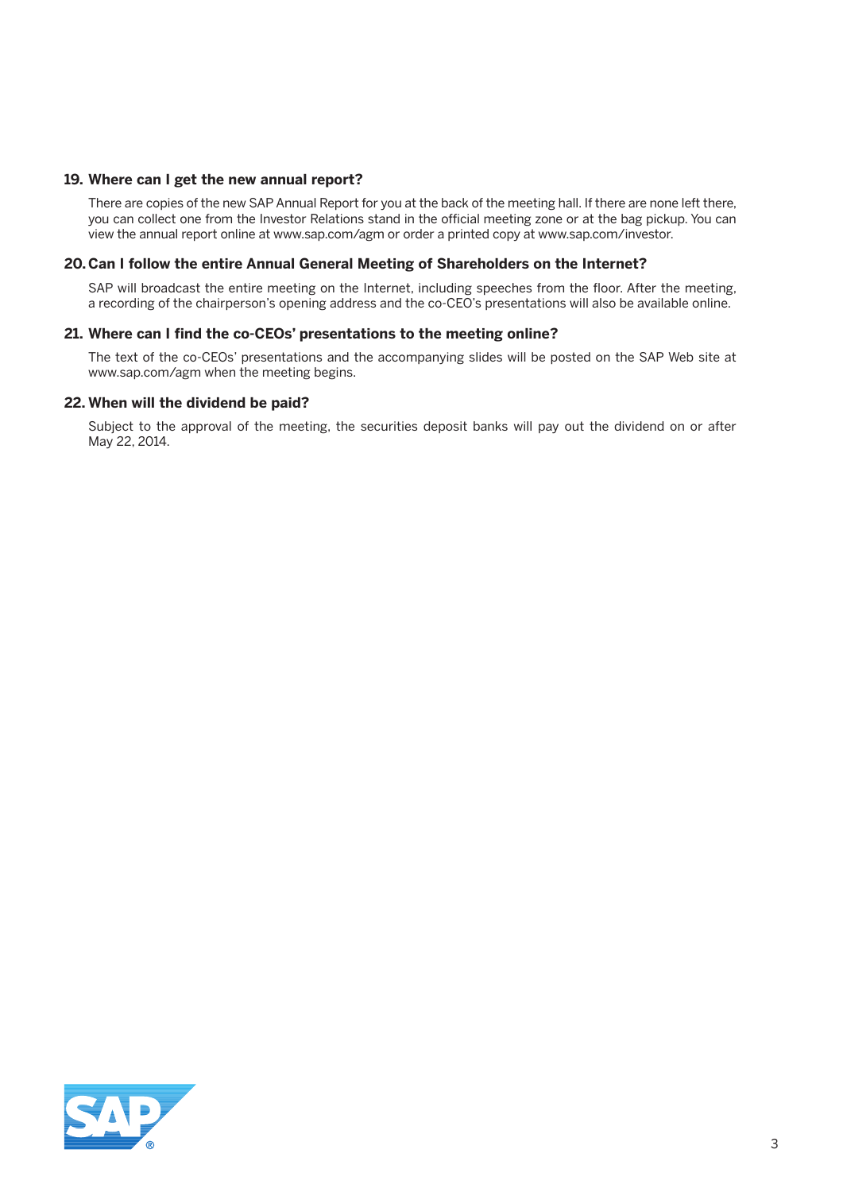### 19. Where can I get the new annual report?

There are copies of the new SAP Annual Report for you at the back of the meeting hall. If there are none left there, you can collect one from the Investor Relations stand in the official meeting zone or at the bag pickup. You can view the annual report online at www.sap.com/agm or order a printed copy at www.sap.com/investor.

### 20. Can I follow the entire Annual General Meeting of Shareholders on the Internet?

SAP will broadcast the entire meeting on the Internet, including speeches from the floor. After the meeting, a recording of the chairperson's opening address and the co-CEO's presentations will also be available online.

### 21. Where can I find the co-CEOs' presentations to the meeting online?

The text of the co-CEOs' presentations and the accompanying slides will be posted on the SAP Web site at www.sap.com/agm when the meeting begins.

### 22. When will the dividend be paid?

Subject to the approval of the meeting, the securities deposit banks will pay out the dividend on or after May 22, 2014.